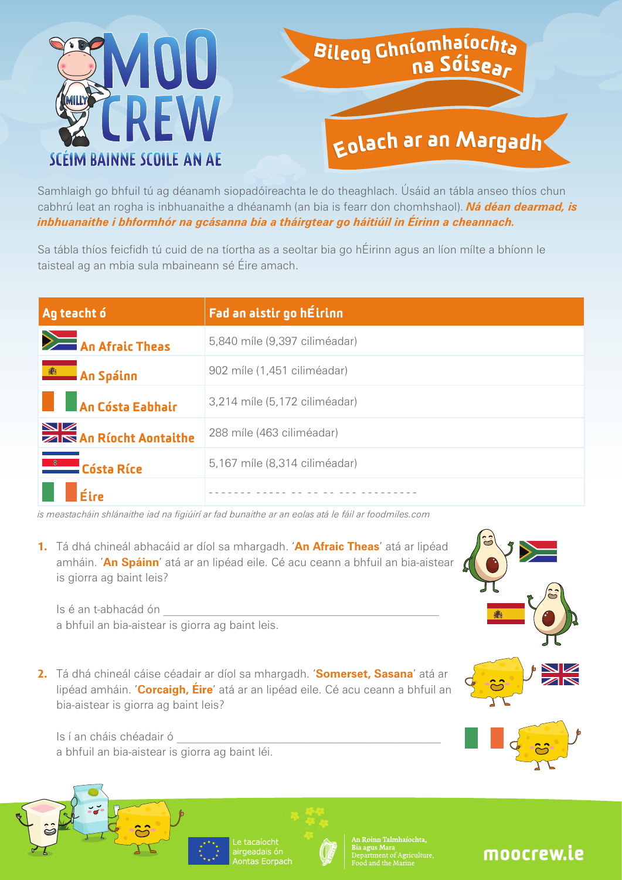MOO CREW

SCÉIM BAINNE SCOILE AN AE

# Bileog Ghníomhaíochta na Sóisear

## Eolach ar an Margadh

Samhlaigh go bhfuil tú ag déanamh siopadóireachta le do theaghlach. Úsáid an tábla anseo thíos chun cabhrú leat an rogha is inbhuanaithe a dhéanamh (an bia is fearr don chomhshaol). ***Ná déan dearmad, is inbhuanaithe i bhformhór na gcásanna bia a tháirgtear go háitiúil in Éirinn a cheannach.***

Sa tábla thíos feicfidh tú cuid de na tíortha as a seoltar bia go hÉirinn agus an líon mílte a bhíonn le taisteal ag an mbia sula mbaineann sé Éire amach.

| Ag teacht ó | Fad an aistir go hÉirinn |
|---|---|
| An Afraic Theas | 5,840 míle (9,397 ciliméadar) |
| An Spáinn | 902 míle (1,451 ciliméadar) |
| An Cósta Eabhair | 3,214 míle (5,172 ciliméadar) |
| An Ríocht Aontaithe | 288 míle (463 ciliméadar) |
| Cósta Ríce | 5,167 míle (8,314 ciliméadar) |
| Éire | ------- ----- -- -- -- --- --------- |

*is meastacháin shlánaithe iad na figiúirí ar fad bunaithe ar an eolas atá le fáil ar foodmiles.com*

1. Tá dhá chineál abhacáid ar díol sa mhargadh. '**An Afraic Theas**' atá ar lipéad amháin. '**An Spáinn**' atá ar an lipéad eile. Cé acu ceann a bhfuil an bia-aistear is giorra ag baint leis?

   Is é an t-abhacád ón ______________________________
   a bhfuil an bia-aistear is giorra ag baint leis.

2. Tá dhá chineál cáise céadair ar díol sa mhargadh. '**Somerset, Sasana**' atá ar lipéad amháin. '**Corcaigh, Éire**' atá ar an lipéad eile. Cé acu ceann a bhfuil an bia-aistear is giorra ag baint leis?

   Is í an cháis chéadair ó ______________________________
   a bhfuil an bia-aistear is giorra ag baint léi.

Le tacaíocht airgeadais ón Aontas Eorpach

An Roinn Talmhaíochta, Bia agus Mara
Department of Agriculture, Food and the Marine

moocrew.ie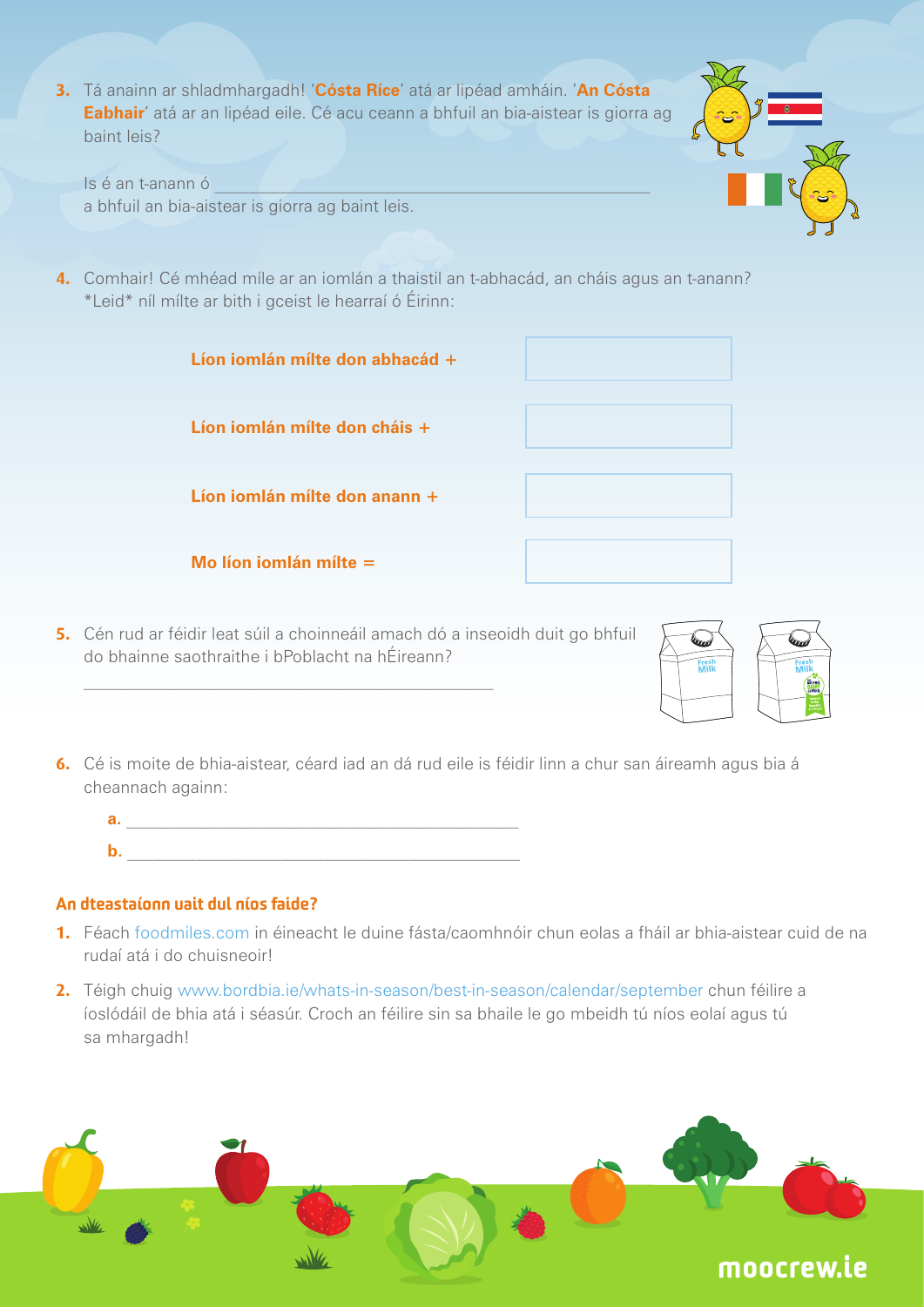3. Tá anainn ar shladmhargadh! '**Cósta Ríce**' atá ar lipéad amháin. '**An Cósta Eabhair**' atá ar an lipéad eile. Cé acu ceann a bhfuil an bia-aistear is giorra ag baint leis?

   Is é an t-anann ó ________________________________________________
   a bhfuil an bia-aistear is giorra ag baint leis.

4. Comhair! Cé mhéad míle ar an iomlán a thaistil an t-abhacád, an cháis agus an t-anann? *Leid* níl mílte ar bith i gceist le hearraí ó Éirinn:

| | |
|---|---|
| **Líon iomlán mílte don abhacád +** | |
| **Líon iomlán mílte don cháis +** | |
| **Líon iomlán mílte don anann +** | |
| **Mo líon iomlán mílte =** | |

5. Cén rud ar féidir leat súil a choinneáil amach dó a inseoidh duit go bhfuil do bhainne saothraithe i bPoblacht na hÉireann?

   ________________________________________________

6. Cé is moite de bhia-aistear, céard iad an dá rud eile is féidir linn a chur san áireamh agus bia á cheannach againn:

   **a.** ________________________________________________

   **b.** ________________________________________________

## An dteastaíonn uait dul níos faide?

1. Féach foodmiles.com in éineacht le duine fásta/caomhnóir chun eolas a fháil ar bhia-aistear cuid de na rudaí atá i do chuisneoir!

2. Téigh chuig www.bordbia.ie/whats-in-season/best-in-season/calendar/september chun féilire a íoslódáil de bhia atá i séasúr. Croch an féilire sin sa bhaile le go mbeidh tú níos eolaí agus tú sa mhargadh!

moocrew.ie